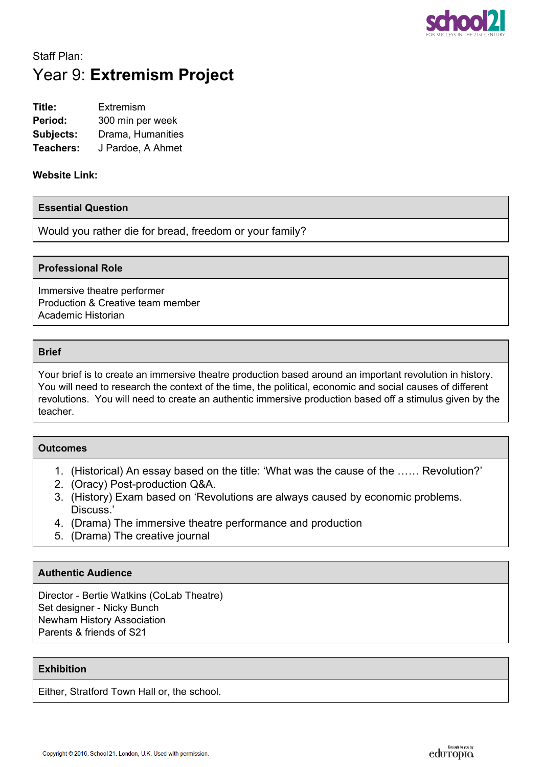Staff Plan:

# Year 9: **Extremism Project**

**Title:** Extremism
**Period:** 300 min per week
**Subjects:** Drama, Humanities
**Teachers:** J Pardoe, A Ahmet

**Website Link:**

## Essential Question

Would you rather die for bread, freedom or your family?

## Professional Role

Immersive theatre performer
Production & Creative team member
Academic Historian

## Brief

Your brief is to create an immersive theatre production based around an important revolution in history. You will need to research the context of the time, the political, economic and social causes of different revolutions. You will need to create an authentic immersive production based off a stimulus given by the teacher.

## Outcomes

1. (Historical) An essay based on the title: 'What was the cause of the …… Revolution?'
2. (Oracy) Post-production Q&A.
3. (History) Exam based on 'Revolutions are always caused by economic problems. Discuss.'
4. (Drama) The immersive theatre performance and production
5. (Drama) The creative journal

## Authentic Audience

Director - Bertie Watkins (CoLab Theatre)
Set designer - Nicky Bunch
Newham History Association
Parents & friends of S21

## Exhibition

Either, Stratford Town Hall or, the school.

Copyright © 2016. School 21. London, U.K. Used with permission.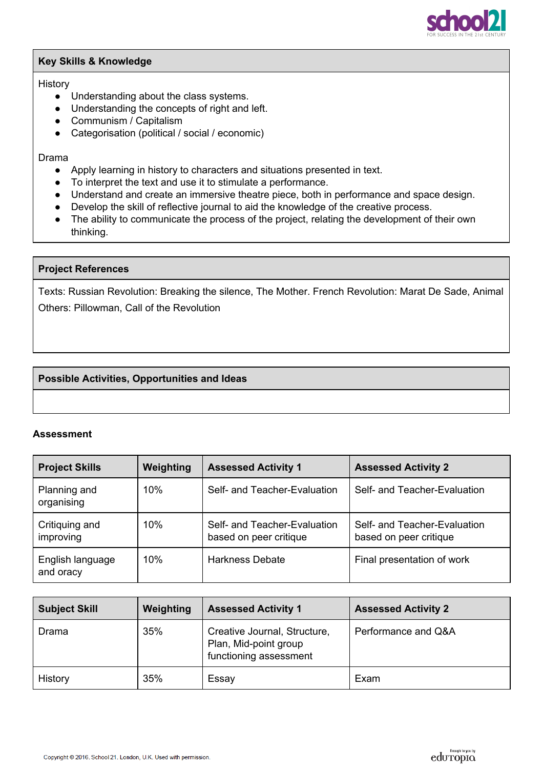| Key Skills & Knowledge |
| --- |
| History<br>● Understanding about the class systems.<br>● Understanding the concepts of right and left.<br>● Communism / Capitalism<br>● Categorisation (political / social / economic)<br><br>Drama<br>● Apply learning in history to characters and situations presented in text.<br>● To interpret the text and use it to stimulate a performance.<br>● Understand and create an immersive theatre piece, both in performance and space design.<br>● Develop the skill of reflective journal to aid the knowledge of the creative process.<br>● The ability to communicate the process of the project, relating the development of their own thinking. |

| Project References |
| --- |
| Texts: Russian Revolution: Breaking the silence, The Mother. French Revolution: Marat De Sade, Animal<br>Others: Pillowman, Call of the Revolution |

| Possible Activities, Opportunities and Ideas |
| --- |
| |

**Assessment**

| Project Skills | Weighting | Assessed Activity 1 | Assessed Activity 2 |
| --- | --- | --- | --- |
| Planning and organising | 10% | Self- and Teacher-Evaluation | Self- and Teacher-Evaluation |
| Critiquing and improving | 10% | Self- and Teacher-Evaluation based on peer critique | Self- and Teacher-Evaluation based on peer critique |
| English language and oracy | 10% | Harkness Debate | Final presentation of work |

| Subject Skill | Weighting | Assessed Activity 1 | Assessed Activity 2 |
| --- | --- | --- | --- |
| Drama | 35% | Creative Journal, Structure, Plan, Mid-point group functioning assessment | Performance and Q&A |
| History | 35% | Essay | Exam |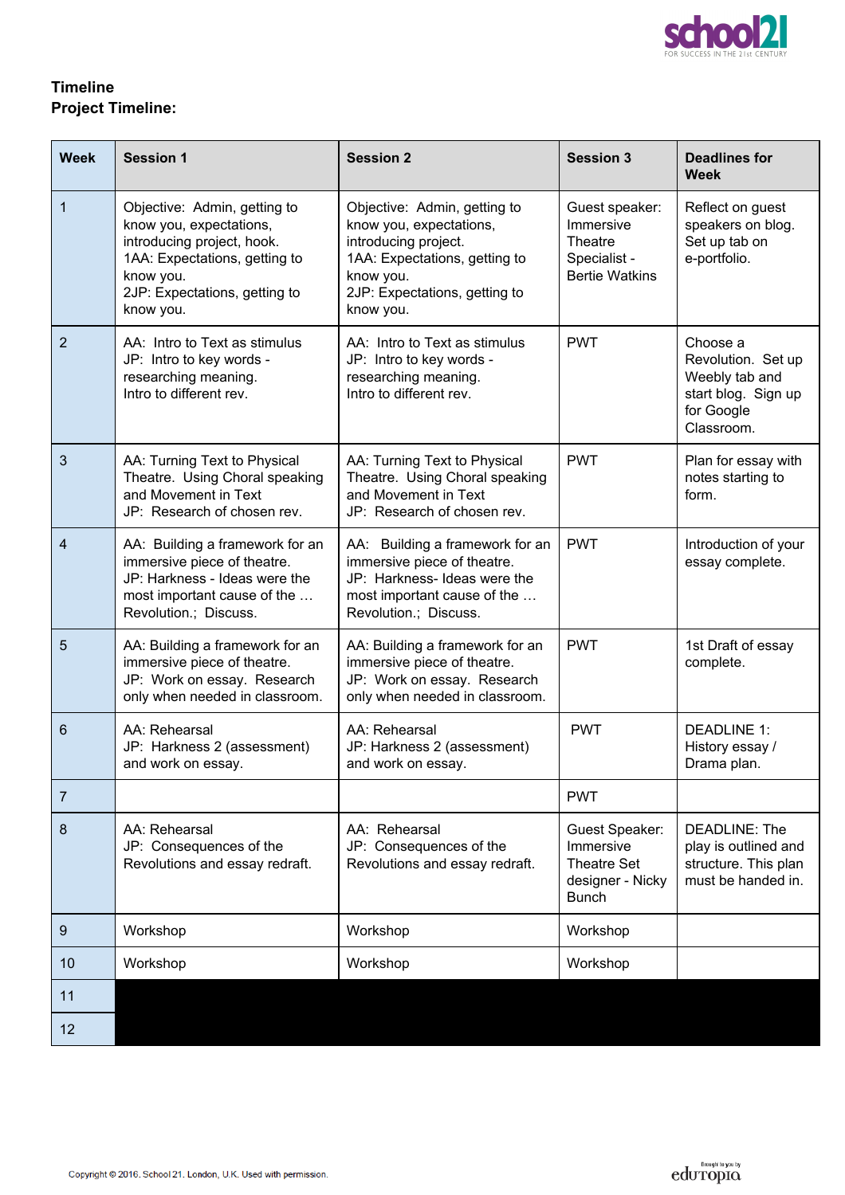**Timeline**
**Project Timeline:**

| Week | Session 1 | Session 2 | Session 3 | Deadlines for Week |
|---|---|---|---|---|
| 1 | Objective: Admin, getting to know you, expectations, introducing project, hook.<br>1AA: Expectations, getting to know you.<br>2JP: Expectations, getting to know you. | Objective: Admin, getting to know you, expectations, introducing project.<br>1AA: Expectations, getting to know you.<br>2JP: Expectations, getting to know you. | Guest speaker: Immersive Theatre Specialist - Bertie Watkins | Reflect on guest speakers on blog. Set up tab on e-portfolio. |
| 2 | AA: Intro to Text as stimulus<br>JP: Intro to key words - researching meaning.<br>Intro to different rev. | AA: Intro to Text as stimulus<br>JP: Intro to key words - researching meaning.<br>Intro to different rev. | PWT | Choose a Revolution. Set up Weebly tab and start blog. Sign up for Google Classroom. |
| 3 | AA: Turning Text to Physical Theatre. Using Choral speaking and Movement in Text<br>JP: Research of chosen rev. | AA: Turning Text to Physical Theatre. Using Choral speaking and Movement in Text<br>JP: Research of chosen rev. | PWT | Plan for essay with notes starting to form. |
| 4 | AA: Building a framework for an immersive piece of theatre.<br>JP: Harkness - Ideas were the most important cause of the … Revolution.; Discuss. | AA: Building a framework for an immersive piece of theatre.<br>JP: Harkness- Ideas were the most important cause of the … Revolution.; Discuss. | PWT | Introduction of your essay complete. |
| 5 | AA: Building a framework for an immersive piece of theatre.<br>JP: Work on essay. Research only when needed in classroom. | AA: Building a framework for an immersive piece of theatre.<br>JP: Work on essay. Research only when needed in classroom. | PWT | 1st Draft of essay complete. |
| 6 | AA: Rehearsal<br>JP: Harkness 2 (assessment) and work on essay. | AA: Rehearsal<br>JP: Harkness 2 (assessment) and work on essay. | PWT | DEADLINE 1: History essay / Drama plan. |
| 7 | | | PWT | |
| 8 | AA: Rehearsal<br>JP: Consequences of the Revolutions and essay redraft. | AA: Rehearsal<br>JP: Consequences of the Revolutions and essay redraft. | Guest Speaker: Immersive Theatre Set designer - Nicky Bunch | DEADLINE: The play is outlined and structure. This plan must be handed in. |
| 9 | Workshop | Workshop | Workshop | |
| 10 | Workshop | Workshop | Workshop | |
| 11 | | | | |
| 12 | | | | |

Copyright © 2016. School 21. London, U.K. Used with permission.